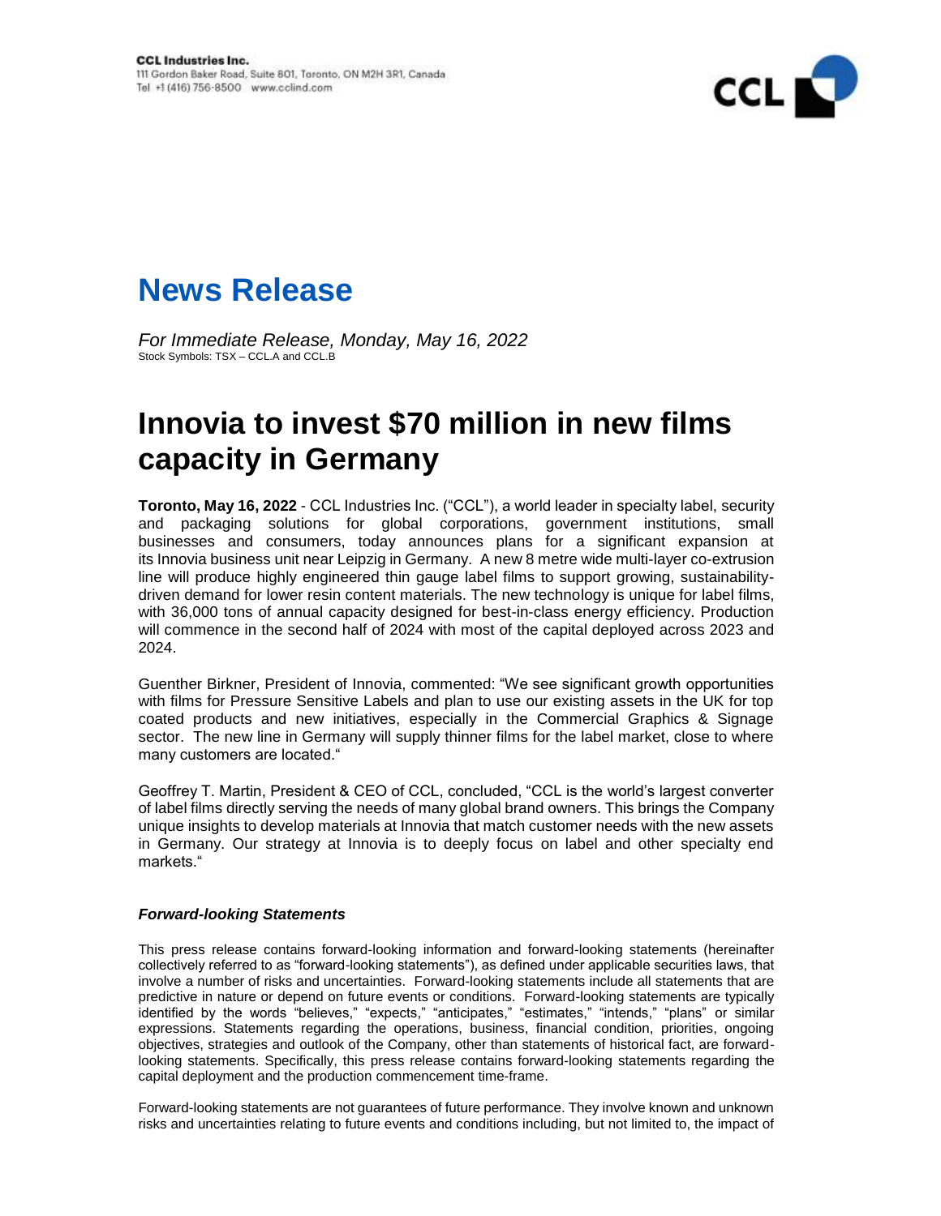**CCL Industries Inc.**
111 Gordon Baker Road, Suite 801, Toronto, ON M2H 3R1, Canada
Tel +1 (416) 756-8500 www.cclind.com

# News Release

*For Immediate Release, Monday, May 16, 2022*
Stock Symbols: TSX – CCL.A and CCL.B

# Innovia to invest $70 million in new films capacity in Germany

**Toronto, May 16, 2022** - CCL Industries Inc. ("CCL"), a world leader in specialty label, security and packaging solutions for global corporations, government institutions, small businesses and consumers, today announces plans for a significant expansion at its Innovia business unit near Leipzig in Germany. A new 8 metre wide multi-layer co-extrusion line will produce highly engineered thin gauge label films to support growing, sustainability-driven demand for lower resin content materials. The new technology is unique for label films, with 36,000 tons of annual capacity designed for best-in-class energy efficiency. Production will commence in the second half of 2024 with most of the capital deployed across 2023 and 2024.

Guenther Birkner, President of Innovia, commented: "We see significant growth opportunities with films for Pressure Sensitive Labels and plan to use our existing assets in the UK for top coated products and new initiatives, especially in the Commercial Graphics & Signage sector. The new line in Germany will supply thinner films for the label market, close to where many customers are located."

Geoffrey T. Martin, President & CEO of CCL, concluded, "CCL is the world's largest converter of label films directly serving the needs of many global brand owners. This brings the Company unique insights to develop materials at Innovia that match customer needs with the new assets in Germany. Our strategy at Innovia is to deeply focus on label and other specialty end markets."

### *Forward-looking Statements*

This press release contains forward-looking information and forward-looking statements (hereinafter collectively referred to as "forward-looking statements"), as defined under applicable securities laws, that involve a number of risks and uncertainties. Forward-looking statements include all statements that are predictive in nature or depend on future events or conditions. Forward-looking statements are typically identified by the words "believes," "expects," "anticipates," "estimates," "intends," "plans" or similar expressions. Statements regarding the operations, business, financial condition, priorities, ongoing objectives, strategies and outlook of the Company, other than statements of historical fact, are forward-looking statements. Specifically, this press release contains forward-looking statements regarding the capital deployment and the production commencement time-frame.

Forward-looking statements are not guarantees of future performance. They involve known and unknown risks and uncertainties relating to future events and conditions including, but not limited to, the impact of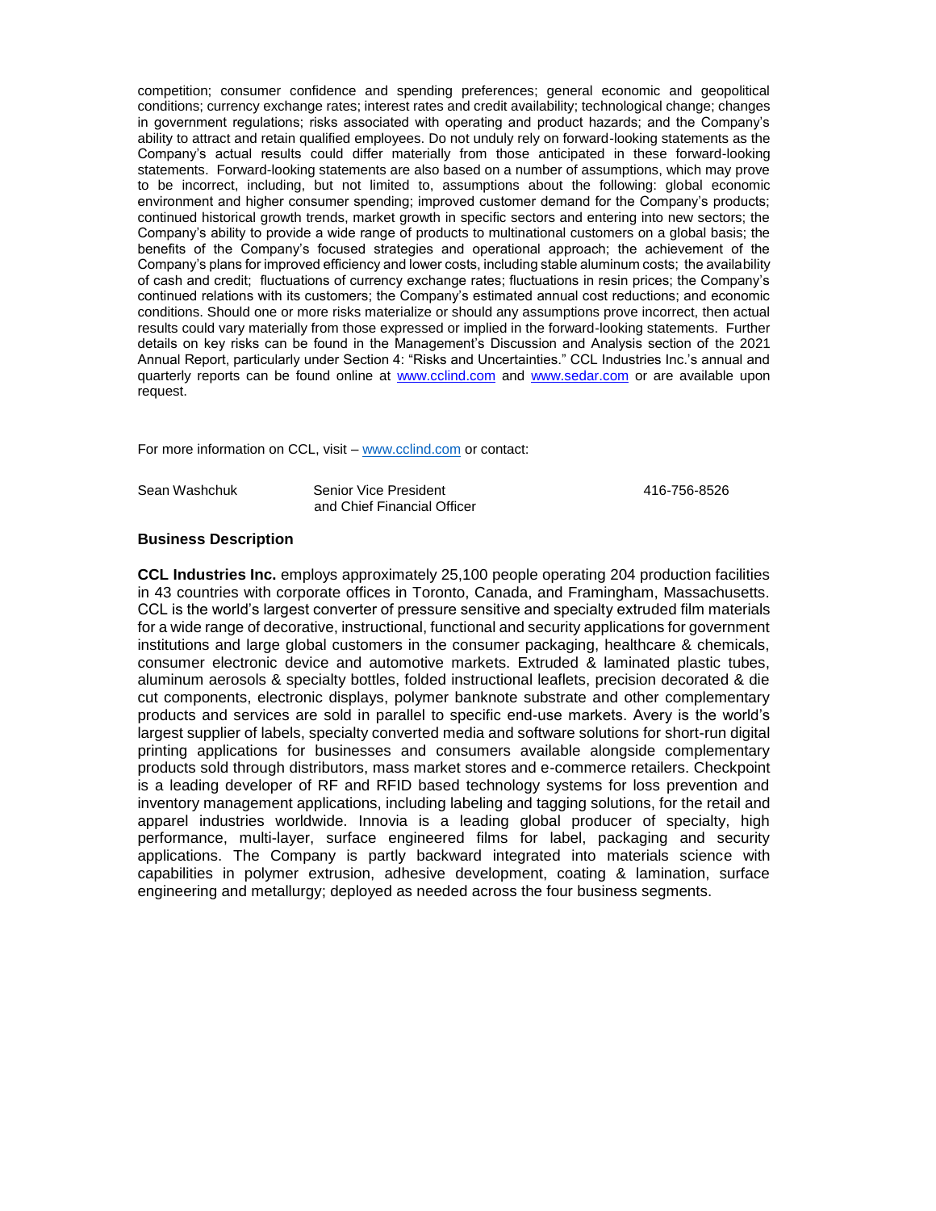competition; consumer confidence and spending preferences; general economic and geopolitical conditions; currency exchange rates; interest rates and credit availability; technological change; changes in government regulations; risks associated with operating and product hazards; and the Company's ability to attract and retain qualified employees. Do not unduly rely on forward-looking statements as the Company's actual results could differ materially from those anticipated in these forward-looking statements. Forward-looking statements are also based on a number of assumptions, which may prove to be incorrect, including, but not limited to, assumptions about the following: global economic environment and higher consumer spending; improved customer demand for the Company's products; continued historical growth trends, market growth in specific sectors and entering into new sectors; the Company's ability to provide a wide range of products to multinational customers on a global basis; the benefits of the Company's focused strategies and operational approach; the achievement of the Company's plans for improved efficiency and lower costs, including stable aluminum costs; the availability of cash and credit; fluctuations of currency exchange rates; fluctuations in resin prices; the Company's continued relations with its customers; the Company's estimated annual cost reductions; and economic conditions. Should one or more risks materialize or should any assumptions prove incorrect, then actual results could vary materially from those expressed or implied in the forward-looking statements. Further details on key risks can be found in the Management's Discussion and Analysis section of the 2021 Annual Report, particularly under Section 4: "Risks and Uncertainties." CCL Industries Inc.'s annual and quarterly reports can be found online at www.cclind.com and www.sedar.com or are available upon request.

For more information on CCL, visit – www.cclind.com or contact:

| | | |
|---|---|---|
| Sean Washchuk | Senior Vice President and Chief Financial Officer | 416-756-8526 |

### Business Description

**CCL Industries Inc.** employs approximately 25,100 people operating 204 production facilities in 43 countries with corporate offices in Toronto, Canada, and Framingham, Massachusetts. CCL is the world's largest converter of pressure sensitive and specialty extruded film materials for a wide range of decorative, instructional, functional and security applications for government institutions and large global customers in the consumer packaging, healthcare & chemicals, consumer electronic device and automotive markets. Extruded & laminated plastic tubes, aluminum aerosols & specialty bottles, folded instructional leaflets, precision decorated & die cut components, electronic displays, polymer banknote substrate and other complementary products and services are sold in parallel to specific end-use markets. Avery is the world's largest supplier of labels, specialty converted media and software solutions for short-run digital printing applications for businesses and consumers available alongside complementary products sold through distributors, mass market stores and e-commerce retailers. Checkpoint is a leading developer of RF and RFID based technology systems for loss prevention and inventory management applications, including labeling and tagging solutions, for the retail and apparel industries worldwide. Innovia is a leading global producer of specialty, high performance, multi-layer, surface engineered films for label, packaging and security applications. The Company is partly backward integrated into materials science with capabilities in polymer extrusion, adhesive development, coating & lamination, surface engineering and metallurgy; deployed as needed across the four business segments.